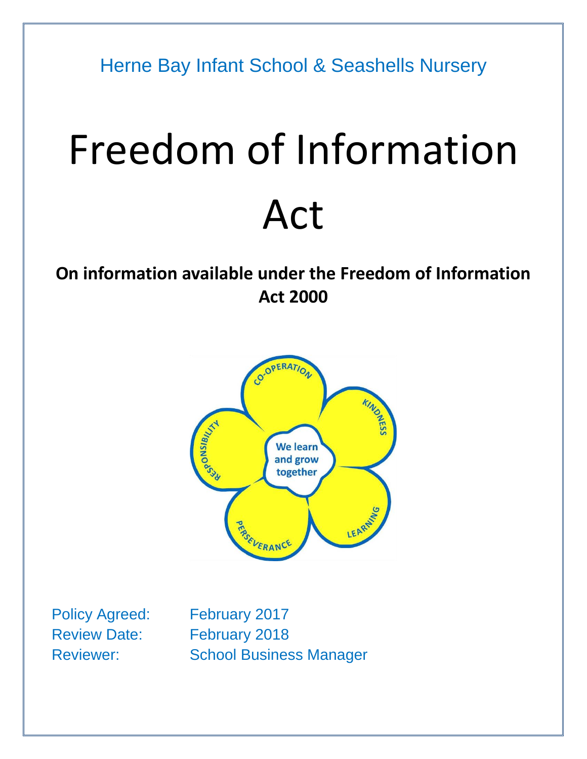Herne Bay Infant School & Seashells Nursery

# Freedom of Information Act

**On information available under the Freedom of Information Act 2000**

Policy Agreed: February 2017
Review Date: February 2018
Reviewer: School Business Manager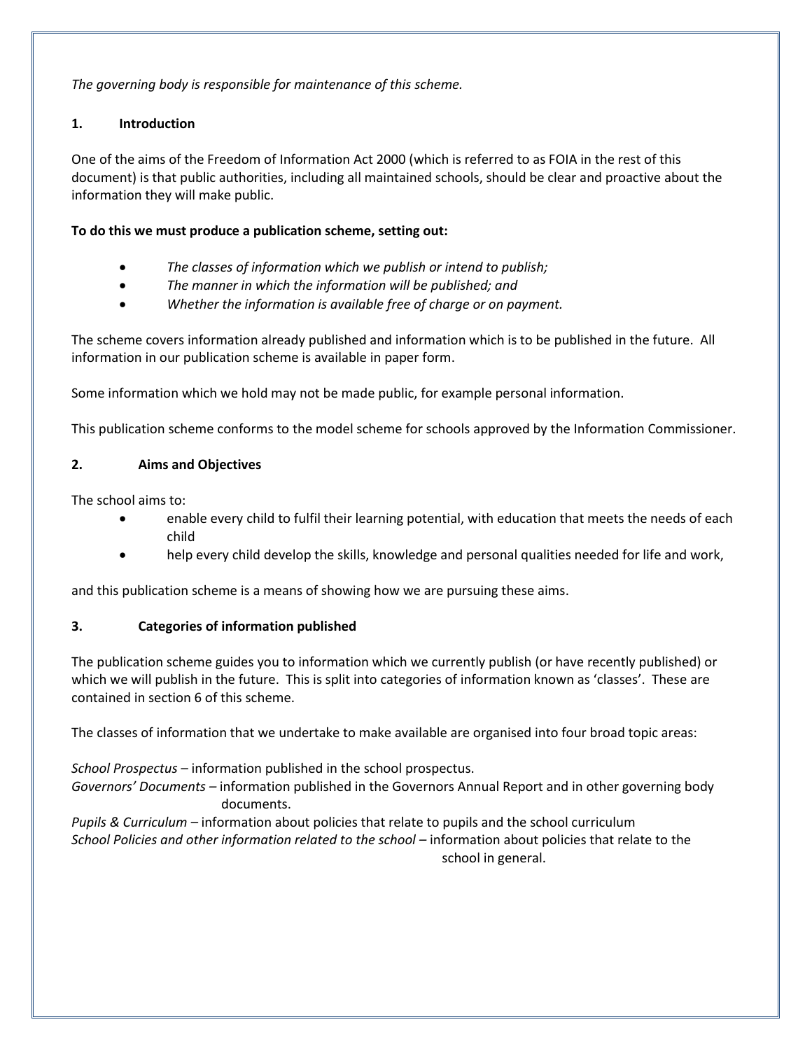*The governing body is responsible for maintenance of this scheme.*

## 1. Introduction

One of the aims of the Freedom of Information Act 2000 (which is referred to as FOIA in the rest of this document) is that public authorities, including all maintained schools, should be clear and proactive about the information they will make public.

**To do this we must produce a publication scheme, setting out:**

- *The classes of information which we publish or intend to publish;*
- *The manner in which the information will be published; and*
- *Whether the information is available free of charge or on payment.*

The scheme covers information already published and information which is to be published in the future. All information in our publication scheme is available in paper form.

Some information which we hold may not be made public, for example personal information.

This publication scheme conforms to the model scheme for schools approved by the Information Commissioner.

## 2. Aims and Objectives

The school aims to:

- enable every child to fulfil their learning potential, with education that meets the needs of each child
- help every child develop the skills, knowledge and personal qualities needed for life and work,

and this publication scheme is a means of showing how we are pursuing these aims.

## 3. Categories of information published

The publication scheme guides you to information which we currently publish (or have recently published) or which we will publish in the future. This is split into categories of information known as 'classes'. These are contained in section 6 of this scheme.

The classes of information that we undertake to make available are organised into four broad topic areas:

*School Prospectus* – information published in the school prospectus.
*Governors' Documents* – information published in the Governors Annual Report and in other governing body documents.
*Pupils & Curriculum* – information about policies that relate to pupils and the school curriculum
*School Policies and other information related to the school* – information about policies that relate to the school in general.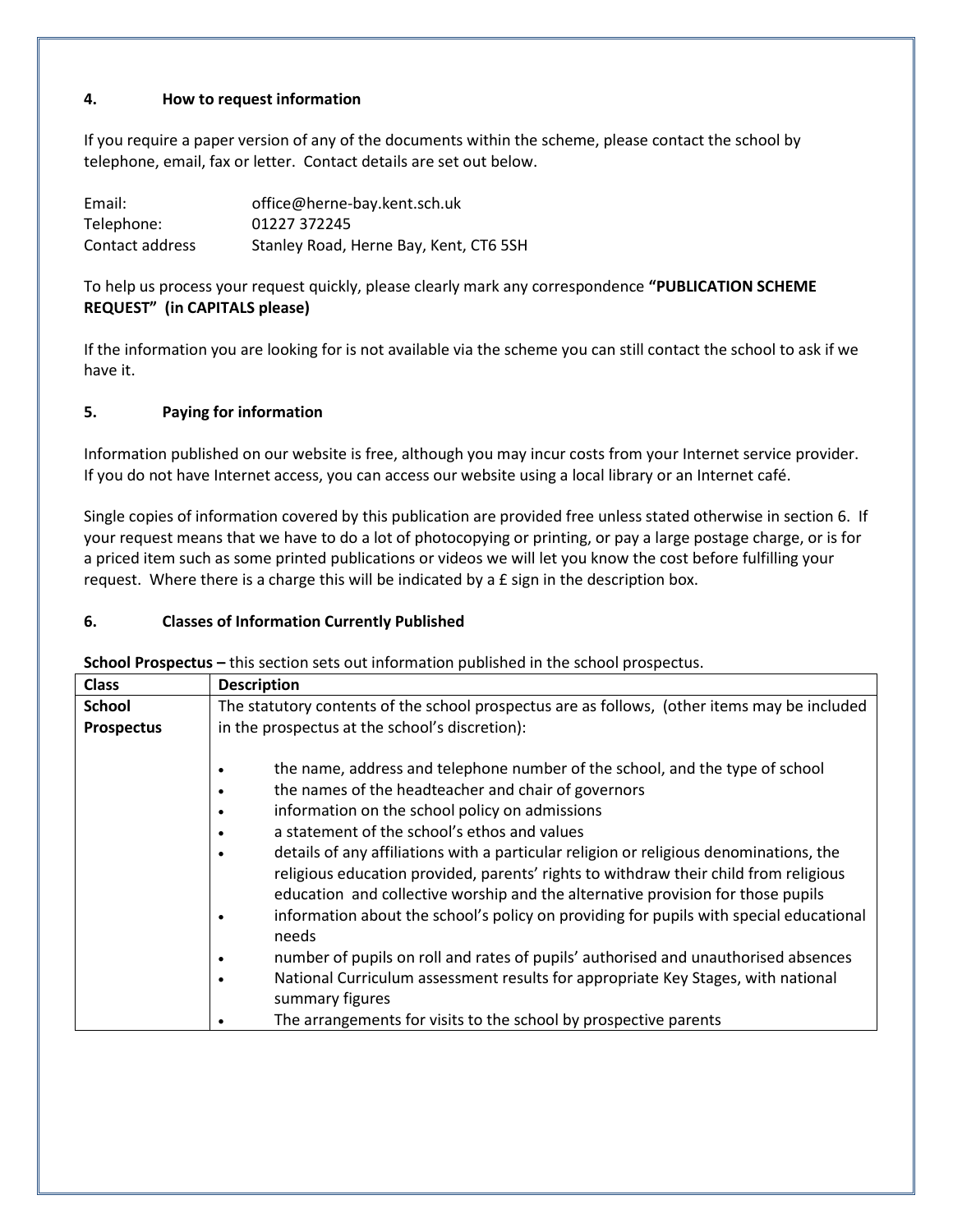## 4. How to request information

If you require a paper version of any of the documents within the scheme, please contact the school by telephone, email, fax or letter. Contact details are set out below.

| | |
|---|---|
| Email: | office@herne-bay.kent.sch.uk |
| Telephone: | 01227 372245 |
| Contact address | Stanley Road, Herne Bay, Kent, CT6 5SH |

To help us process your request quickly, please clearly mark any correspondence **"PUBLICATION SCHEME REQUEST" (in CAPITALS please)**

If the information you are looking for is not available via the scheme you can still contact the school to ask if we have it.

## 5. Paying for information

Information published on our website is free, although you may incur costs from your Internet service provider. If you do not have Internet access, you can access our website using a local library or an Internet café.

Single copies of information covered by this publication are provided free unless stated otherwise in section 6. If your request means that we have to do a lot of photocopying or printing, or pay a large postage charge, or is for a priced item such as some printed publications or videos we will let you know the cost before fulfilling your request. Where there is a charge this will be indicated by a £ sign in the description box.

## 6. Classes of Information Currently Published

**School Prospectus –** this section sets out information published in the school prospectus.

| Class | Description |
|---|---|
| **School Prospectus** | The statutory contents of the school prospectus are as follows, (other items may be included in the prospectus at the school's discretion):<br><br>• the name, address and telephone number of the school, and the type of school<br>• the names of the headteacher and chair of governors<br>• information on the school policy on admissions<br>• a statement of the school's ethos and values<br>• details of any affiliations with a particular religion or religious denominations, the religious education provided, parents' rights to withdraw their child from religious education and collective worship and the alternative provision for those pupils<br>• information about the school's policy on providing for pupils with special educational needs<br>• number of pupils on roll and rates of pupils' authorised and unauthorised absences<br>• National Curriculum assessment results for appropriate Key Stages, with national summary figures<br>• The arrangements for visits to the school by prospective parents |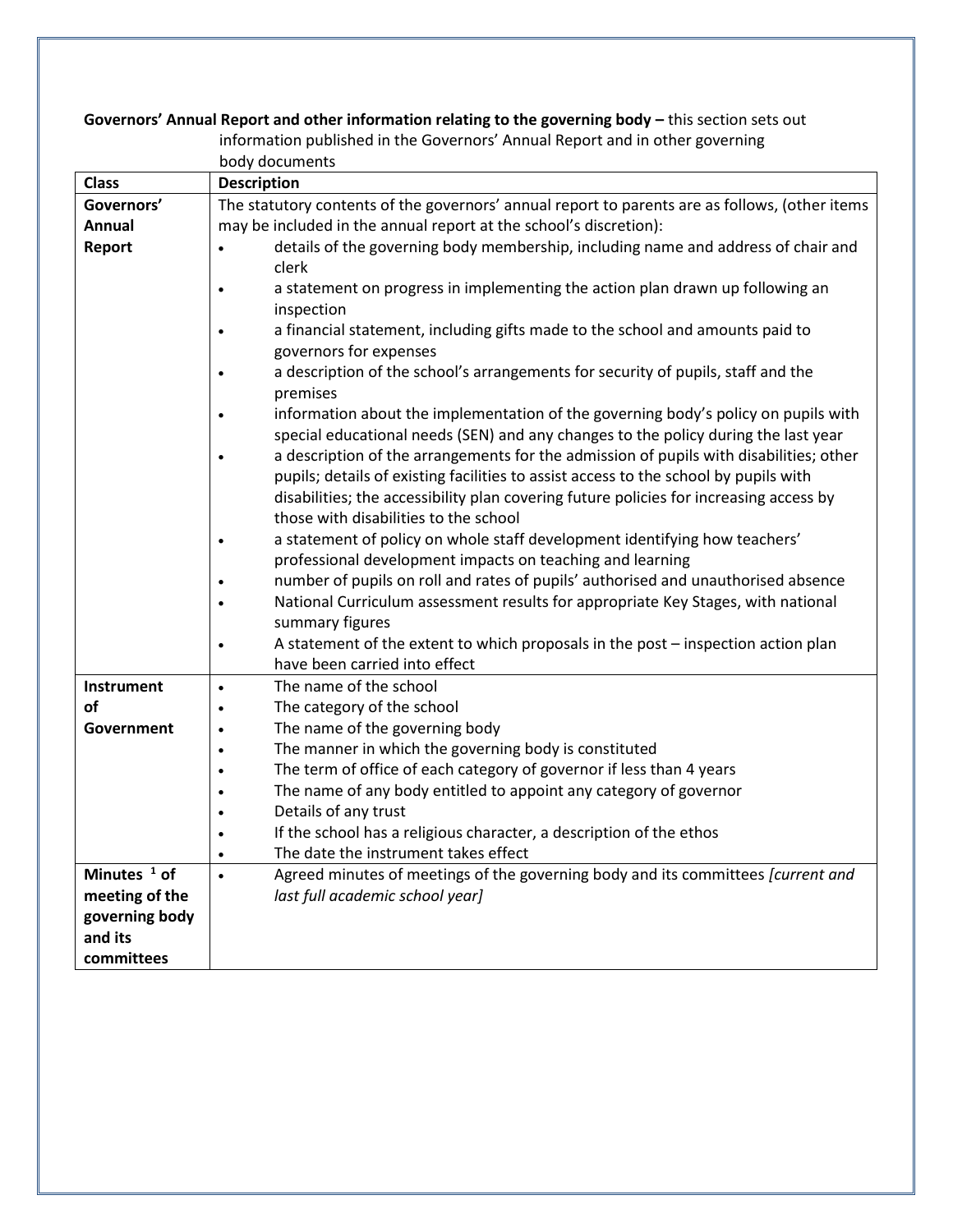**Governors' Annual Report and other information relating to the governing body –** this section sets out information published in the Governors' Annual Report and in other governing body documents

| Class | Description |
|---|---|
| **Governors' Annual Report** | The statutory contents of the governors' annual report to parents are as follows, (other items may be included in the annual report at the school's discretion):<br>• details of the governing body membership, including name and address of chair and clerk<br>• a statement on progress in implementing the action plan drawn up following an inspection<br>• a financial statement, including gifts made to the school and amounts paid to governors for expenses<br>• a description of the school's arrangements for security of pupils, staff and the premises<br>• information about the implementation of the governing body's policy on pupils with special educational needs (SEN) and any changes to the policy during the last year<br>• a description of the arrangements for the admission of pupils with disabilities; other pupils; details of existing facilities to assist access to the school by pupils with disabilities; the accessibility plan covering future policies for increasing access by those with disabilities to the school<br>• a statement of policy on whole staff development identifying how teachers' professional development impacts on teaching and learning<br>• number of pupils on roll and rates of pupils' authorised and unauthorised absence<br>• National Curriculum assessment results for appropriate Key Stages, with national summary figures<br>• A statement of the extent to which proposals in the post – inspection action plan have been carried into effect |
| **Instrument of Government** | • The name of the school<br>• The category of the school<br>• The name of the governing body<br>• The manner in which the governing body is constituted<br>• The term of office of each category of governor if less than 4 years<br>• The name of any body entitled to appoint any category of governor<br>• Details of any trust<br>• If the school has a religious character, a description of the ethos<br>• The date the instrument takes effect |
| **Minutes [1] of meeting of the governing body and its committees** | • Agreed minutes of meetings of the governing body and its committees *[current and last full academic school year]* |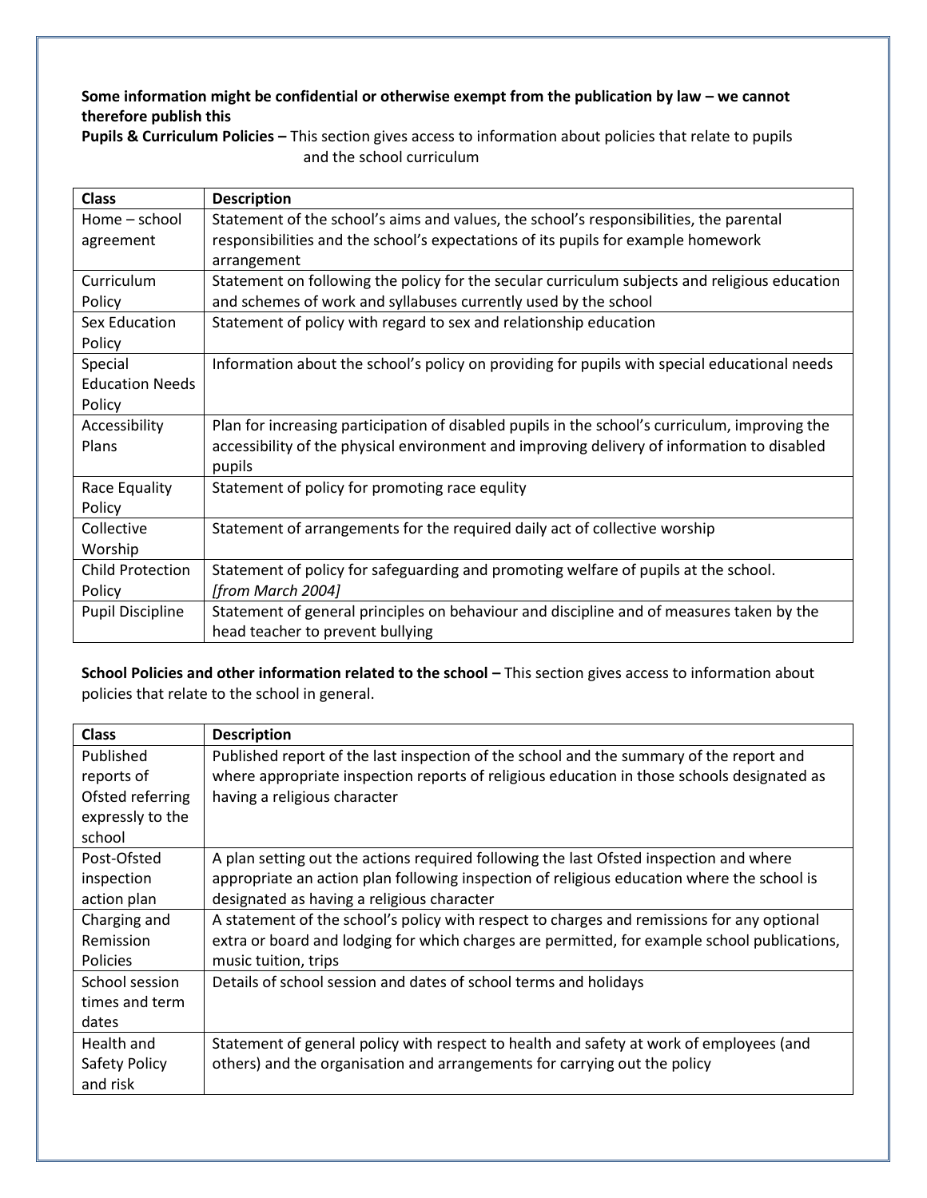**Some information might be confidential or otherwise exempt from the publication by law – we cannot therefore publish this**

**Pupils & Curriculum Policies –** This section gives access to information about policies that relate to pupils and the school curriculum

| Class | Description |
|---|---|
| Home – school agreement | Statement of the school's aims and values, the school's responsibilities, the parental responsibilities and the school's expectations of its pupils for example homework arrangement |
| Curriculum Policy | Statement on following the policy for the secular curriculum subjects and religious education and schemes of work and syllabuses currently used by the school |
| Sex Education Policy | Statement of policy with regard to sex and relationship education |
| Special Education Needs Policy | Information about the school's policy on providing for pupils with special educational needs |
| Accessibility Plans | Plan for increasing participation of disabled pupils in the school's curriculum, improving the accessibility of the physical environment and improving delivery of information to disabled pupils |
| Race Equality Policy | Statement of policy for promoting race equlity |
| Collective Worship | Statement of arrangements for the required daily act of collective worship |
| Child Protection Policy | Statement of policy for safeguarding and promoting welfare of pupils at the school. *[from March 2004]* |
| Pupil Discipline | Statement of general principles on behaviour and discipline and of measures taken by the head teacher to prevent bullying |

**School Policies and other information related to the school –** This section gives access to information about policies that relate to the school in general.

| Class | Description |
|---|---|
| Published reports of Ofsted referring expressly to the school | Published report of the last inspection of the school and the summary of the report and where appropriate inspection reports of religious education in those schools designated as having a religious character |
| Post-Ofsted inspection action plan | A plan setting out the actions required following the last Ofsted inspection and where appropriate an action plan following inspection of religious education where the school is designated as having a religious character |
| Charging and Remission Policies | A statement of the school's policy with respect to charges and remissions for any optional extra or board and lodging for which charges are permitted, for example school publications, music tuition, trips |
| School session times and term dates | Details of school session and dates of school terms and holidays |
| Health and Safety Policy and risk | Statement of general policy with respect to health and safety at work of employees (and others) and the organisation and arrangements for carrying out the policy |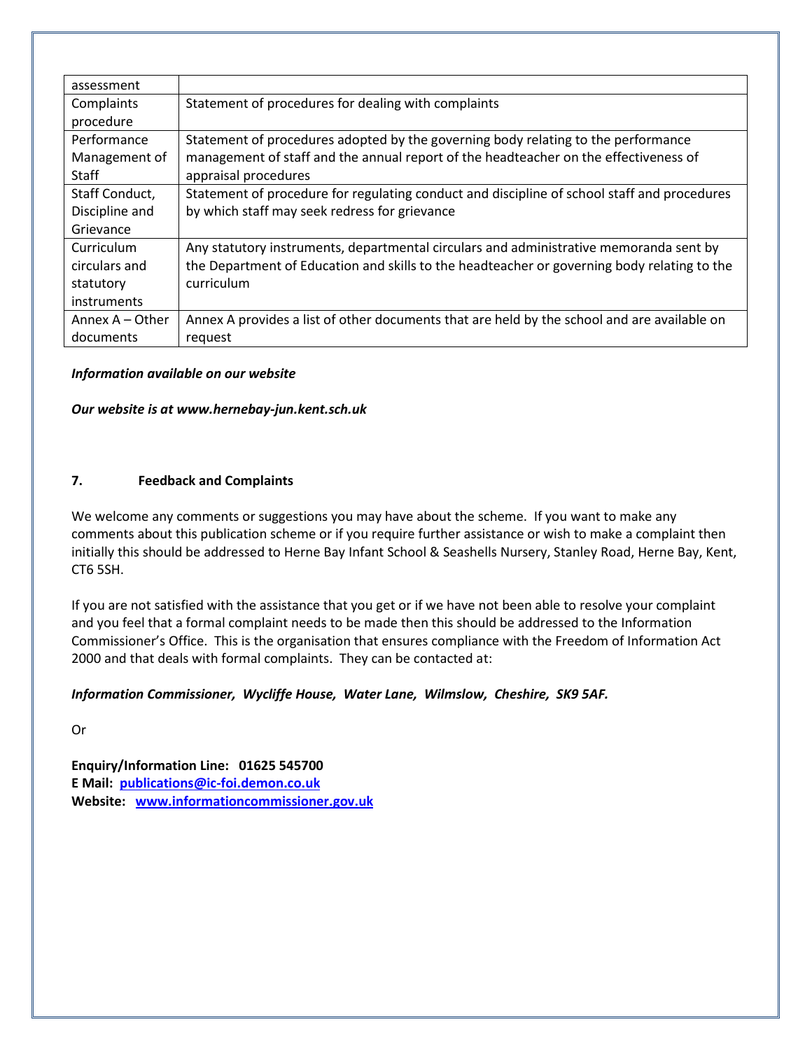| | |
|---|---|
| assessment | |
| Complaints procedure | Statement of procedures for dealing with complaints |
| Performance Management of Staff | Statement of procedures adopted by the governing body relating to the performance management of staff and the annual report of the headteacher on the effectiveness of appraisal procedures |
| Staff Conduct, Discipline and Grievance | Statement of procedure for regulating conduct and discipline of school staff and procedures by which staff may seek redress for grievance |
| Curriculum circulars and statutory instruments | Any statutory instruments, departmental circulars and administrative memoranda sent by the Department of Education and skills to the headteacher or governing body relating to the curriculum |
| Annex A – Other documents | Annex A provides a list of other documents that are held by the school and are available on request |

***Information available on our website***

***Our website is at www.hernebay-jun.kent.sch.uk***

## 7. Feedback and Complaints

We welcome any comments or suggestions you may have about the scheme. If you want to make any comments about this publication scheme or if you require further assistance or wish to make a complaint then initially this should be addressed to Herne Bay Infant School & Seashells Nursery, Stanley Road, Herne Bay, Kent, CT6 5SH.

If you are not satisfied with the assistance that you get or if we have not been able to resolve your complaint and you feel that a formal complaint needs to be made then this should be addressed to the Information Commissioner's Office. This is the organisation that ensures compliance with the Freedom of Information Act 2000 and that deals with formal complaints. They can be contacted at:

***Information Commissioner, Wycliffe House, Water Lane, Wilmslow, Cheshire, SK9 5AF.***

Or

**Enquiry/Information Line: 01625 545700**
**E Mail: publications@ic-foi.demon.co.uk**
**Website: www.informationcommissioner.gov.uk**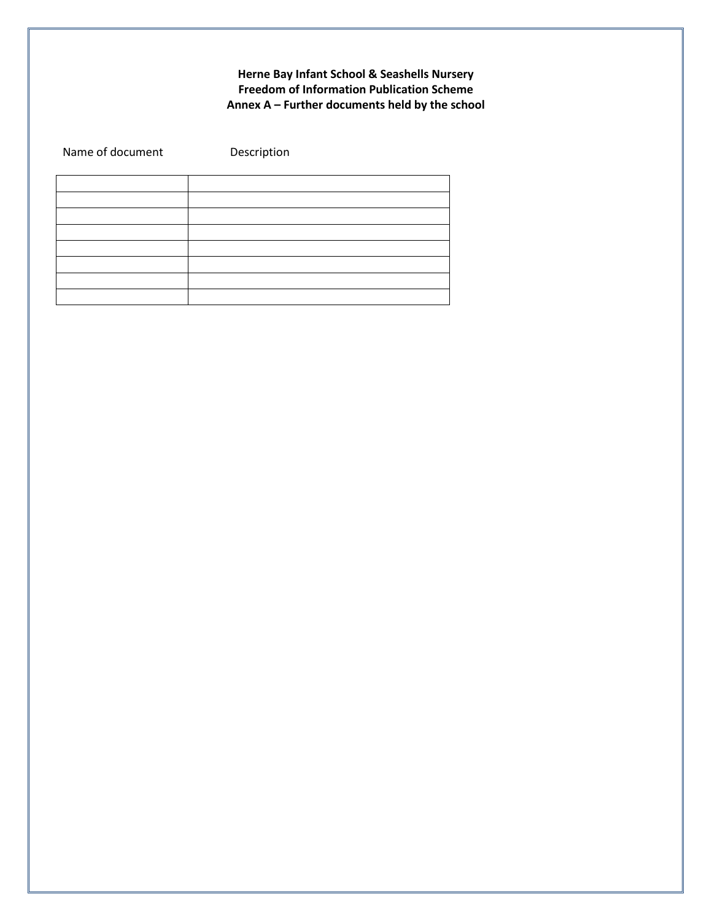**Herne Bay Infant School & Seashells Nursery**
**Freedom of Information Publication Scheme**
**Annex A – Further documents held by the school**

| Name of document | Description |
|---|---|
| | |
| | |
| | |
| | |
| | |
| | |
| | |
| | |